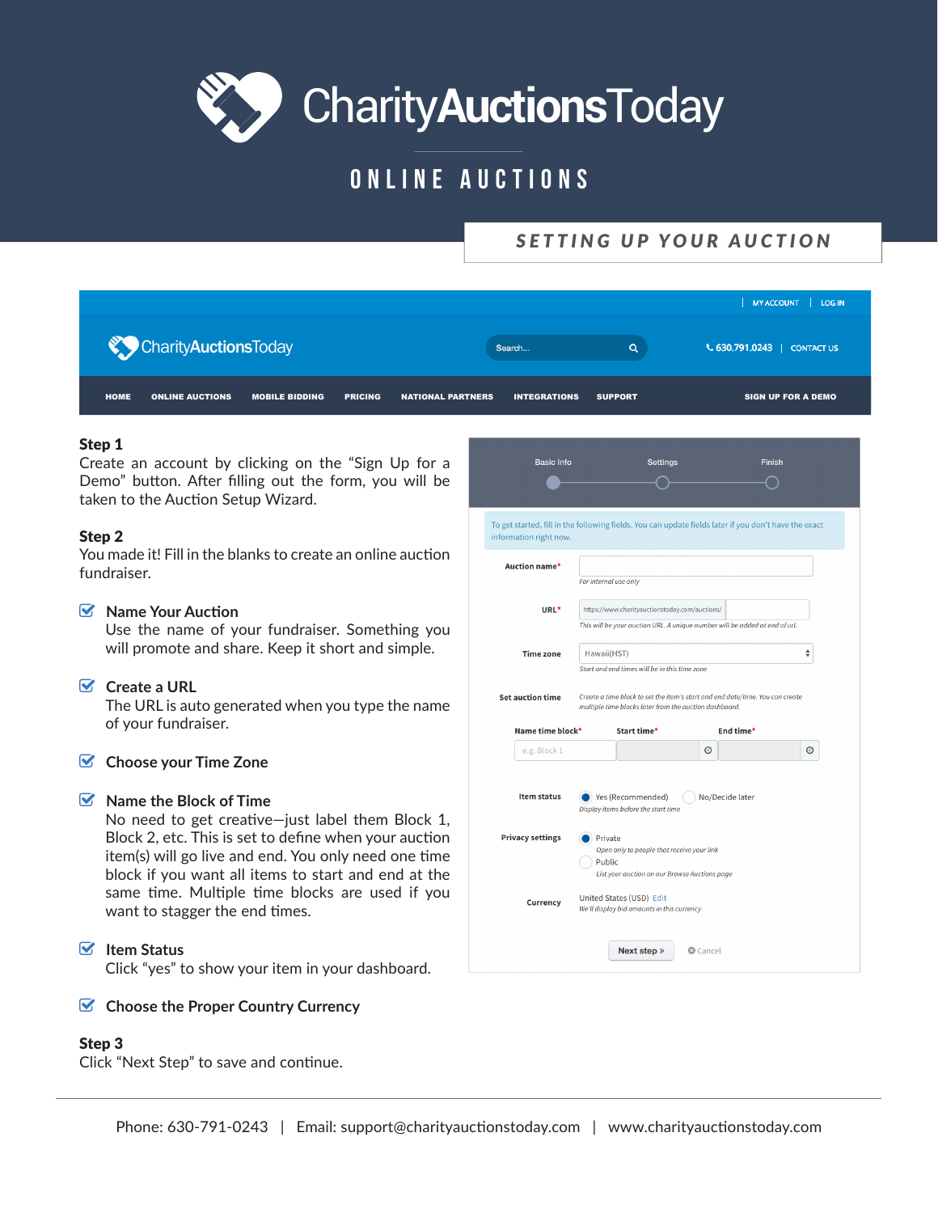# CharityAuctionsToday

## ONLINE AUCTIONS

### SETTING UP YOUR AUCTION

| MY ACCOUNT | LOG IN

CharityAuctionsToday

Search...

630.791.0243 | CONTACT US

HOME ONLINE AUCTIONS MOBILE BIDDING PRICING NATIONAL PARTNERS INTEGRATIONS SUPPORT SIGN UP FOR A DEMO

**Step 1**
Create an account by clicking on the "Sign Up for a Demo" button. After filling out the form, you will be taken to the Auction Setup Wizard.

**Step 2**
You made it! Fill in the blanks to create an online auction fundraiser.

- ☑ **Name Your Auction**
  Use the name of your fundraiser. Something you will promote and share. Keep it short and simple.
- ☑ **Create a URL**
  The URL is auto generated when you type the name of your fundraiser.
- ☑ **Choose your Time Zone**
- ☑ **Name the Block of Time**
  No need to get creative—just label them Block 1, Block 2, etc. This is set to define when your auction item(s) will go live and end. You only need one time block if you want all items to start and end at the same time. Multiple time blocks are used if you want to stagger the end times.
- ☑ **Item Status**
  Click "yes" to show your item in your dashboard.
- ☑ **Choose the Proper Country Currency**

**Step 3**
Click "Next Step" to save and continue.

Basic Info — Settings — Finish

To get started, fill in the following fields. You can update fields later if you don't have the exact information right now.

**Auction name*** 
*For internal use only*

**URL*** https://www.charityauctionstoday.com/auctions/
*This will be your auction URL. A unique number will be added at end of url.*

**Time zone** Hawaii(HST)
*Start and end times will be in this time zone*

**Set auction time** *Create a time block to set the item's start and end date/time. You can create multiple time blocks later from the auction dashboard.*

| Name time block* | Start time* | End time* |
|---|---|---|
| e.g. Block 1 | | |

**Item status** Yes (Recommended) No/Decide later
*Display items before the start time*

**Privacy settings** Private
*Open only to people that receive your link*
Public
*List your auction on our Browse Auctions page*

**Currency** United States (USD) Edit
*We'll display bid amounts in this currency*

Next step » Cancel

Phone: 630-791-0243 | Email: support@charityauctionstoday.com | www.charityauctionstoday.com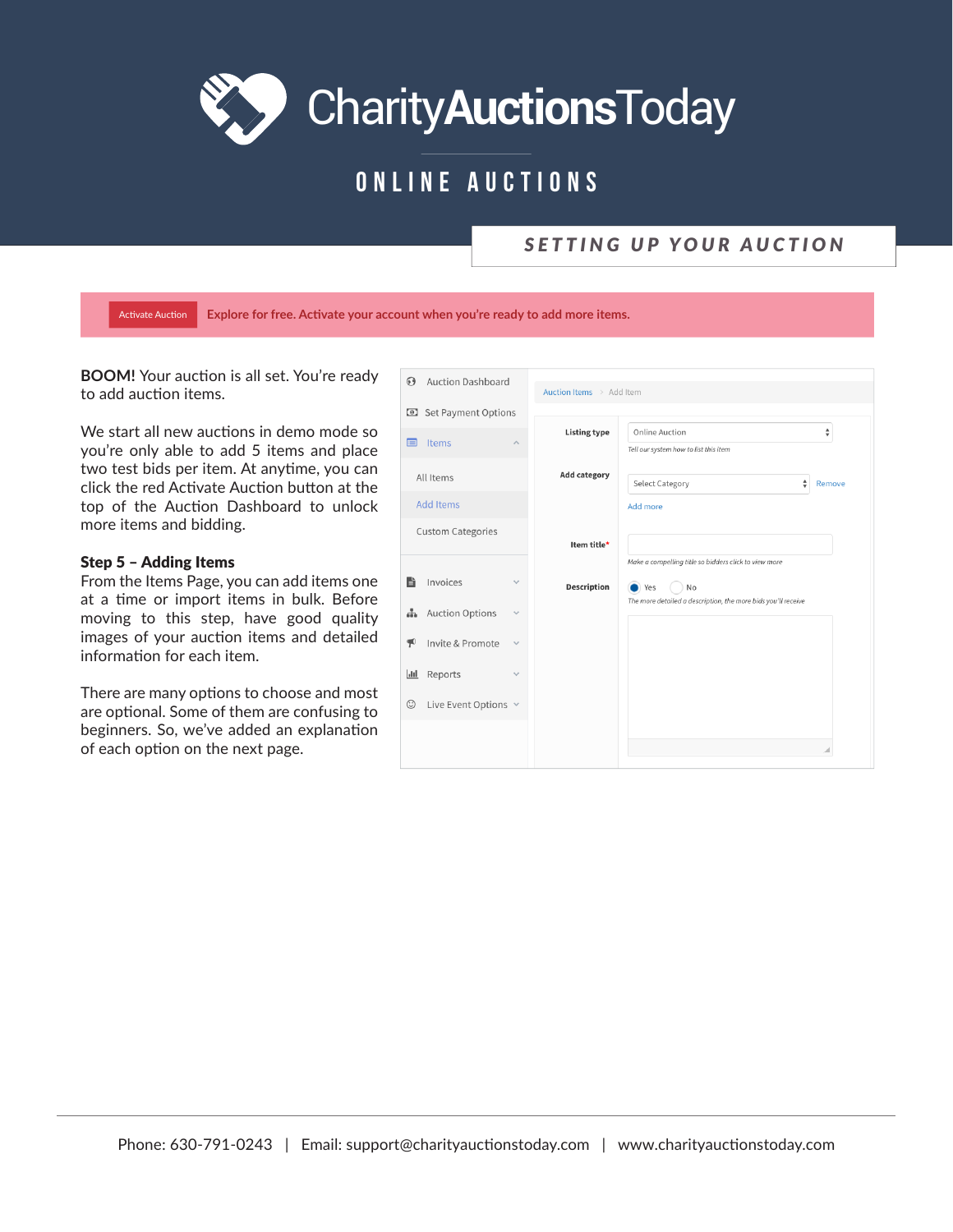# CharityAuctionsToday

## ONLINE AUCTIONS

### SETTING UP YOUR AUCTION

Activate Auction **Explore for free. Activate your account when you're ready to add more items.**

**BOOM!** Your auction is all set. You're ready to add auction items.

We start all new auctions in demo mode so you're only able to add 5 items and place two test bids per item. At anytime, you can click the red Activate Auction button at the top of the Auction Dashboard to unlock more items and bidding.

**Step 5 – Adding Items**
From the Items Page, you can add items one at a time or import items in bulk. Before moving to this step, have good quality images of your auction items and detailed information for each item.

There are many options to choose and most are optional. Some of them are confusing to beginners. So, we've added an explanation of each option on the next page.

Auction Dashboard
Set Payment Options
Items
All Items
Add Items
Custom Categories
Invoices
Auction Options
Invite & Promote
Reports
Live Event Options

Auction Items > Add Item

Listing type: Online Auction
*Tell our system how to list this item*

Add category: Select Category — Remove
Add more

Item title*
*Make a compelling title so bidders click to view more*

Description: Yes / No
*The more detailed a description, the more bids you'll receive*

Phone: 630-791-0243 | Email: support@charityauctionstoday.com | www.charityauctionstoday.com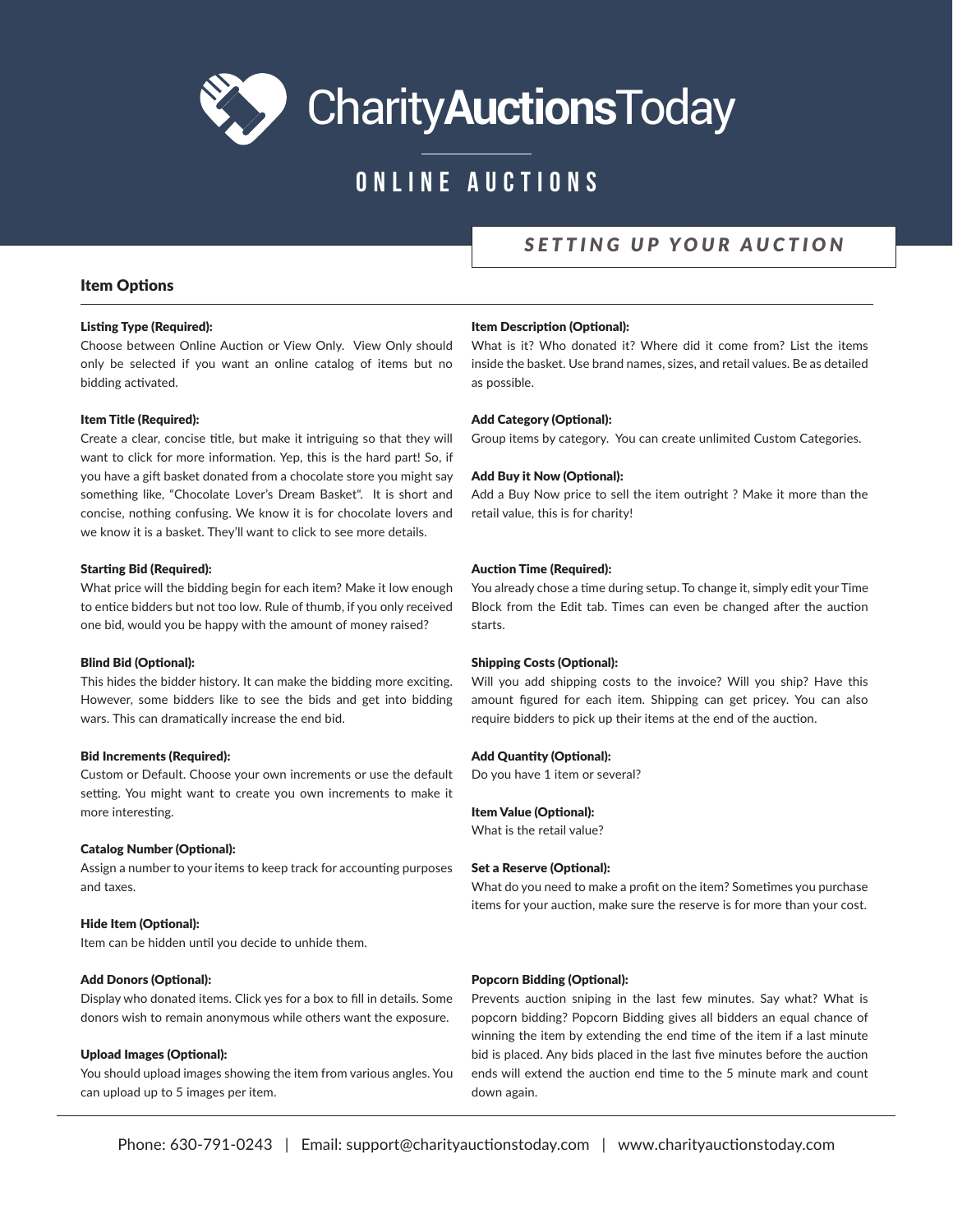# CharityAuctionsToday

## ONLINE AUCTIONS

### *SETTING UP YOUR AUCTION*

### Item Options

**Listing Type (Required):**
Choose between Online Auction or View Only. View Only should only be selected if you want an online catalog of items but no bidding activated.

**Item Title (Required):**
Create a clear, concise title, but make it intriguing so that they will want to click for more information. Yep, this is the hard part! So, if you have a gift basket donated from a chocolate store you might say something like, "Chocolate Lover's Dream Basket". It is short and concise, nothing confusing. We know it is for chocolate lovers and we know it is a basket. They'll want to click to see more details.

**Starting Bid (Required):**
What price will the bidding begin for each item? Make it low enough to entice bidders but not too low. Rule of thumb, if you only received one bid, would you be happy with the amount of money raised?

**Blind Bid (Optional):**
This hides the bidder history. It can make the bidding more exciting. However, some bidders like to see the bids and get into bidding wars. This can dramatically increase the end bid.

**Bid Increments (Required):**
Custom or Default. Choose your own increments or use the default setting. You might want to create you own increments to make it more interesting.

**Catalog Number (Optional):**
Assign a number to your items to keep track for accounting purposes and taxes.

**Hide Item (Optional):**
Item can be hidden until you decide to unhide them.

**Add Donors (Optional):**
Display who donated items. Click yes for a box to fill in details. Some donors wish to remain anonymous while others want the exposure.

**Upload Images (Optional):**
You should upload images showing the item from various angles. You can upload up to 5 images per item.

**Item Description (Optional):**
What is it? Who donated it? Where did it come from? List the items inside the basket. Use brand names, sizes, and retail values. Be as detailed as possible.

**Add Category (Optional):**
Group items by category. You can create unlimited Custom Categories.

**Add Buy it Now (Optional):**
Add a Buy Now price to sell the item outright ? Make it more than the retail value, this is for charity!

**Auction Time (Required):**
You already chose a time during setup. To change it, simply edit your Time Block from the Edit tab. Times can even be changed after the auction starts.

**Shipping Costs (Optional):**
Will you add shipping costs to the invoice? Will you ship? Have this amount figured for each item. Shipping can get pricey. You can also require bidders to pick up their items at the end of the auction.

**Add Quantity (Optional):**
Do you have 1 item or several?

**Item Value (Optional):**
What is the retail value?

**Set a Reserve (Optional):**
What do you need to make a profit on the item? Sometimes you purchase items for your auction, make sure the reserve is for more than your cost.

**Popcorn Bidding (Optional):**
Prevents auction sniping in the last few minutes. Say what? What is popcorn bidding? Popcorn Bidding gives all bidders an equal chance of winning the item by extending the end time of the item if a last minute bid is placed. Any bids placed in the last five minutes before the auction ends will extend the auction end time to the 5 minute mark and count down again.

Phone: 630-791-0243 | Email: support@charityauctionstoday.com | www.charityauctionstoday.com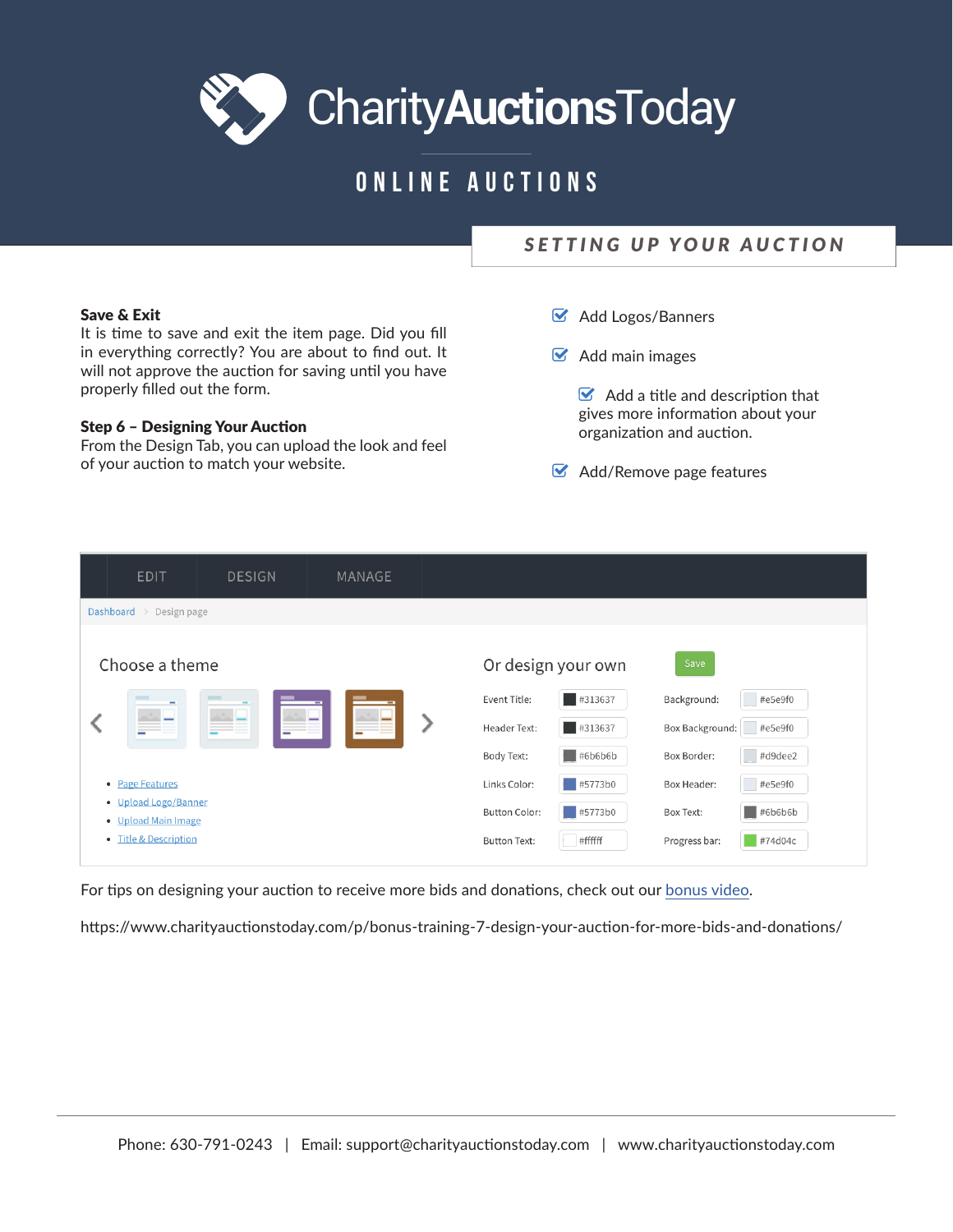# CharityAuctionsToday

## ONLINE AUCTIONS

### SETTING UP YOUR AUCTION

**Save & Exit**
It is time to save and exit the item page. Did you fill in everything correctly? You are about to find out. It will not approve the auction for saving until you have properly filled out the form.

**Step 6 – Designing Your Auction**
From the Design Tab, you can upload the look and feel of your auction to match your website.

- ☑ Add Logos/Banners
- ☑ Add main images
- ☑ Add a title and description that gives more information about your organization and auction.
- ☑ Add/Remove page features

EDIT | DESIGN | MANAGE

Dashboard > Design page

**Choose a theme**

- Page Features
- Upload Logo/Banner
- Upload Main Image
- Title & Description

**Or design your own** Save

| | | | |
|---|---|---|---|
| Event Title: | #313637 | Background: | #e5e9f0 |
| Header Text: | #313637 | Box Background: | #e5e9f0 |
| Body Text: | #6b6b6b | Box Border: | #d9dee2 |
| Links Color: | #5773b0 | Box Header: | #e5e9f0 |
| Button Color: | #5773b0 | Box Text: | #6b6b6b |
| Button Text: | #ffffff | Progress bar: | #74d04c |

For tips on designing your auction to receive more bids and donations, check out our bonus video.

https://www.charityauctionstoday.com/p/bonus-training-7-design-your-auction-for-more-bids-and-donations/

Phone: 630-791-0243 | Email: support@charityauctionstoday.com | www.charityauctionstoday.com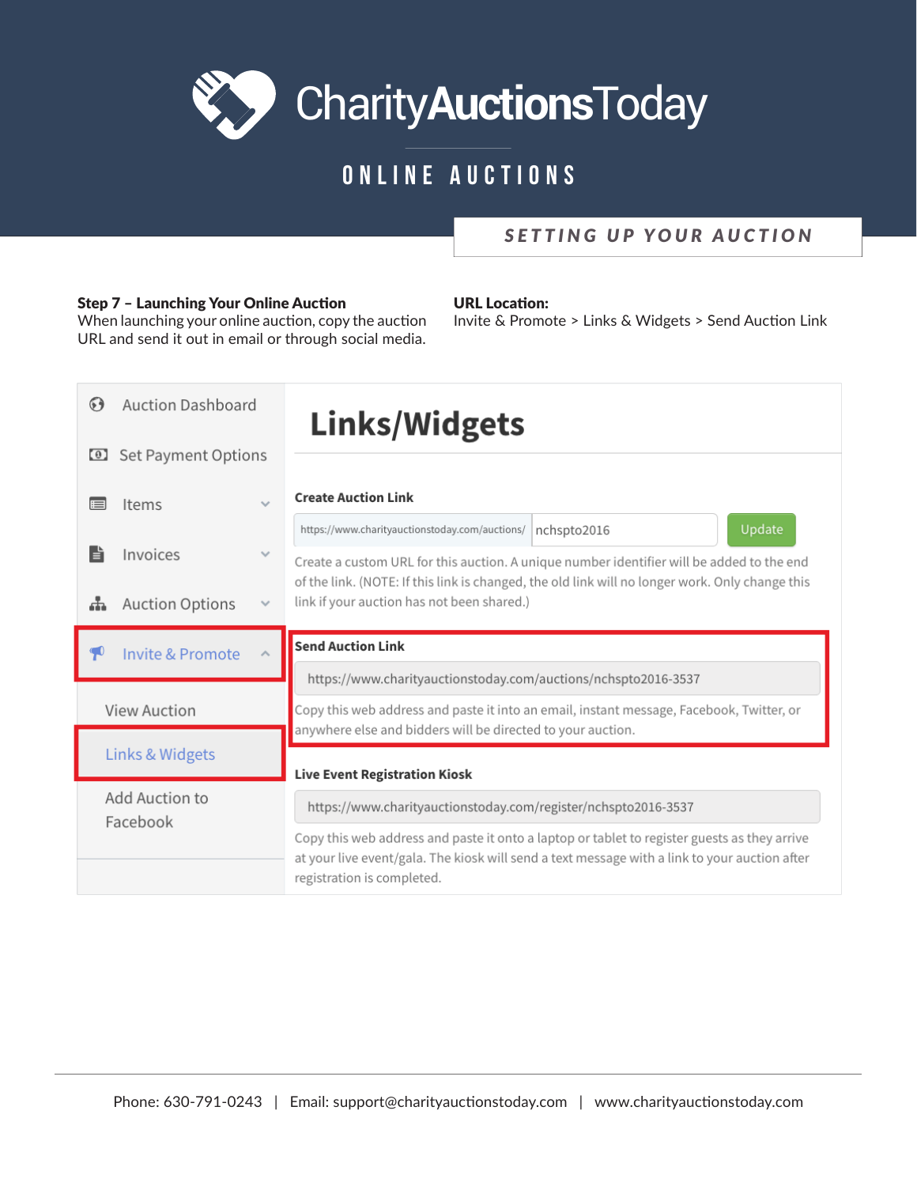# CharityAuctionsToday

## ONLINE AUCTIONS

### SETTING UP YOUR AUCTION

**Step 7 – Launching Your Online Auction**
When launching your online auction, copy the auction URL and send it out in email or through social media.

**URL Location:**
Invite & Promote > Links & Widgets > Send Auction Link

- Auction Dashboard
- Set Payment Options
- Items
- Invoices
- Auction Options
- Invite & Promote
  - View Auction
  - Links & Widgets
  - Add Auction to Facebook

# Links/Widgets

**Create Auction Link**

https://www.charityauctionstoday.com/auctions/ nchspto2016 Update

Create a custom URL for this auction. A unique number identifier will be added to the end of the link. (NOTE: If this link is changed, the old link will no longer work. Only change this link if your auction has not been shared.)

**Send Auction Link**

https://www.charityauctionstoday.com/auctions/nchspto2016-3537

Copy this web address and paste it into an email, instant message, Facebook, Twitter, or anywhere else and bidders will be directed to your auction.

**Live Event Registration Kiosk**

https://www.charityauctionstoday.com/register/nchspto2016-3537

Copy this web address and paste it onto a laptop or tablet to register guests as they arrive at your live event/gala. The kiosk will send a text message with a link to your auction after registration is completed.

Phone: 630-791-0243 | Email: support@charityauctionstoday.com | www.charityauctionstoday.com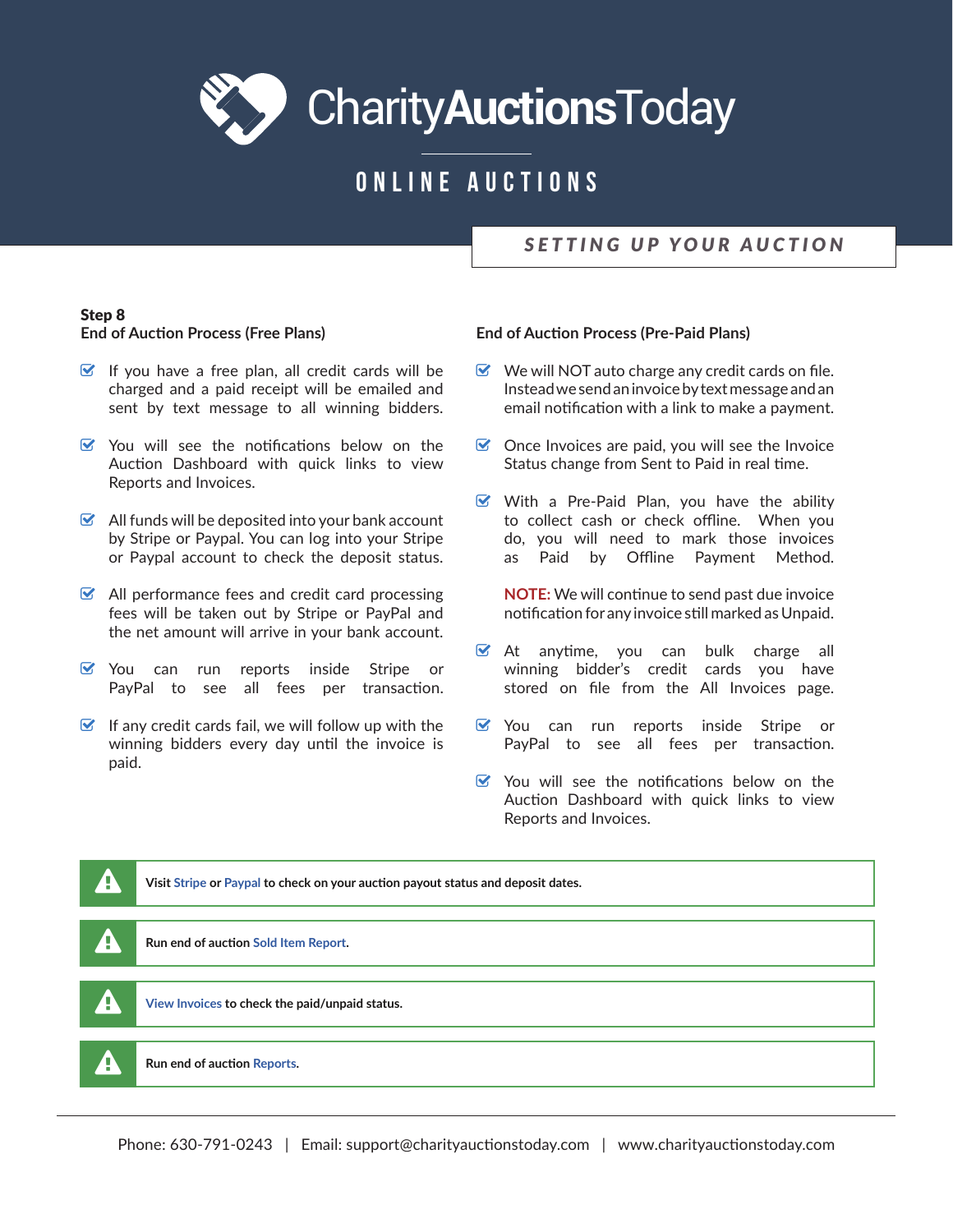# CharityAuctionsToday

## ONLINE AUCTIONS

*SETTING UP YOUR AUCTION*

**Step 8**
**End of Auction Process (Free Plans)**

- If you have a free plan, all credit cards will be charged and a paid receipt will be emailed and sent by text message to all winning bidders.
- You will see the notifications below on the Auction Dashboard with quick links to view Reports and Invoices.
- All funds will be deposited into your bank account by Stripe or Paypal. You can log into your Stripe or Paypal account to check the deposit status.
- All performance fees and credit card processing fees will be taken out by Stripe or PayPal and the net amount will arrive in your bank account.
- You can run reports inside Stripe or PayPal to see all fees per transaction.
- If any credit cards fail, we will follow up with the winning bidders every day until the invoice is paid.

**End of Auction Process (Pre-Paid Plans)**

- We will NOT auto charge any credit cards on file. Instead we send an invoice by text message and an email notification with a link to make a payment.
- Once Invoices are paid, you will see the Invoice Status change from Sent to Paid in real time.
- With a Pre-Paid Plan, you have the ability to collect cash or check offline. When you do, you will need to mark those invoices as Paid by Offline Payment Method.

  **NOTE:** We will continue to send past due invoice notification for any invoice still marked as Unpaid.
- At anytime, you can bulk charge all winning bidder's credit cards you have stored on file from the All Invoices page.
- You can run reports inside Stripe or PayPal to see all fees per transaction.
- You will see the notifications below on the Auction Dashboard with quick links to view Reports and Invoices.

**Visit Stripe or Paypal to check on your auction payout status and deposit dates.**

**Run end of auction Sold Item Report.**

**View Invoices to check the paid/unpaid status.**

**Run end of auction Reports.**

Phone: 630-791-0243 | Email: support@charityauctionstoday.com | www.charityauctionstoday.com